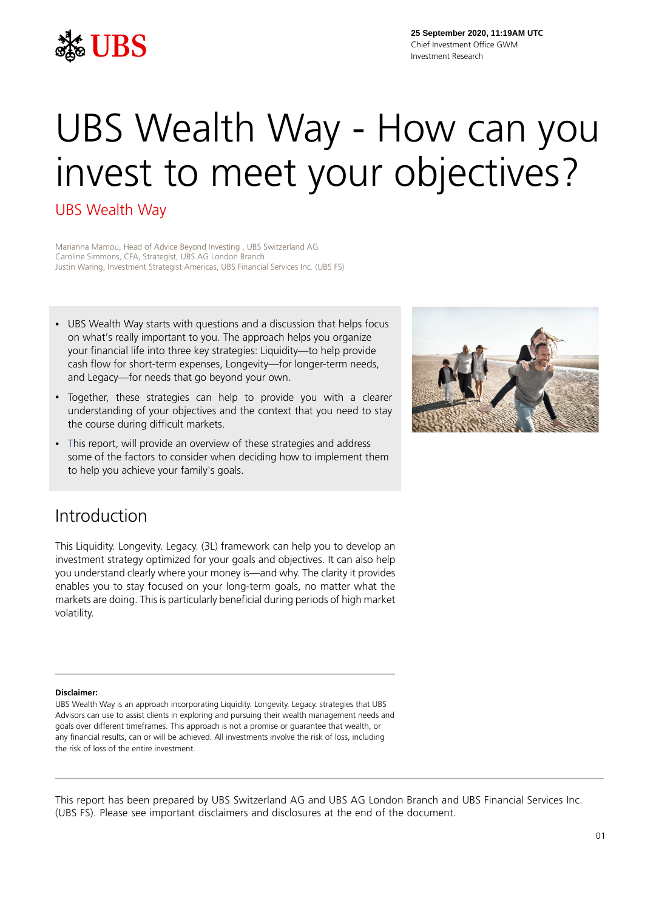25 September 2020, 11:19AM UTC
Chief Investment Office GWM
Investment Research

# UBS Wealth Way - How can you invest to meet your objectives?

UBS Wealth Way

Marianna Mamou, Head of Advice Beyond Investing , UBS Switzerland AG
Caroline Simmons, CFA, Strategist, UBS AG London Branch
Justin Waring, Investment Strategist Americas, UBS Financial Services Inc. (UBS FS)

- UBS Wealth Way starts with questions and a discussion that helps focus on what's really important to you. The approach helps you organize your financial life into three key strategies: Liquidity—to help provide cash flow for short-term expenses, Longevity—for longer-term needs, and Legacy—for needs that go beyond your own.
- Together, these strategies can help to provide you with a clearer understanding of your objectives and the context that you need to stay the course during difficult markets.
- This report, will provide an overview of these strategies and address some of the factors to consider when deciding how to implement them to help you achieve your family's goals.

## Introduction

This Liquidity. Longevity. Legacy. (3L) framework can help you to develop an investment strategy optimized for your goals and objectives. It can also help you understand clearly where your money is—and why. The clarity it provides enables you to stay focused on your long-term goals, no matter what the markets are doing. This is particularly beneficial during periods of high market volatility.

**Disclaimer:**
UBS Wealth Way is an approach incorporating Liquidity. Longevity. Legacy. strategies that UBS Advisors can use to assist clients in exploring and pursuing their wealth management needs and goals over different timeframes. This approach is not a promise or guarantee that wealth, or any financial results, can or will be achieved. All investments involve the risk of loss, including the risk of loss of the entire investment.

This report has been prepared by UBS Switzerland AG and UBS AG London Branch and UBS Financial Services Inc. (UBS FS). Please see important disclaimers and disclosures at the end of the document.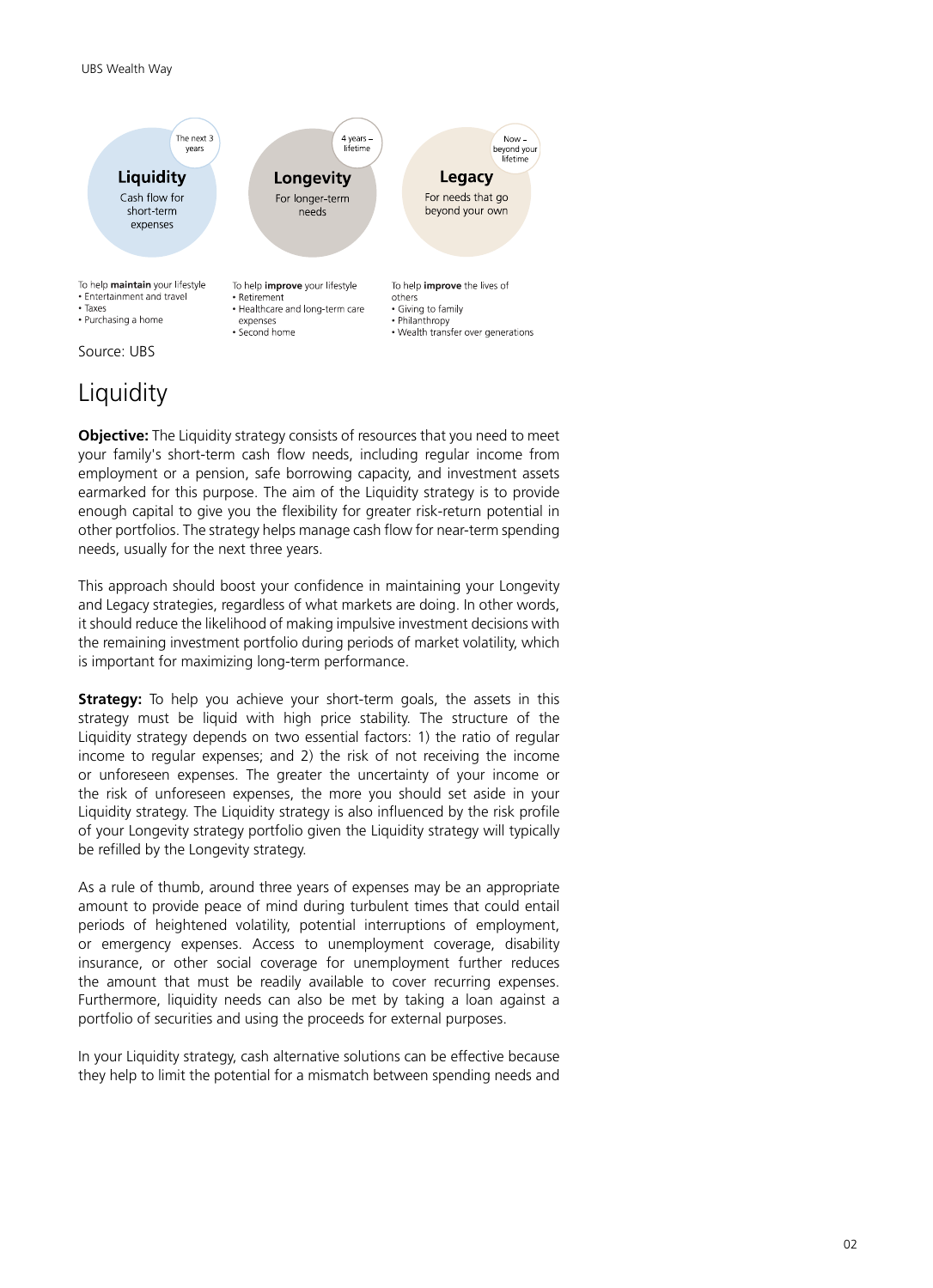**Liquidity**
Cash flow for short-term expenses
*The next 3 years*

To help **maintain** your lifestyle
- Entertainment and travel
- Taxes
- Purchasing a home

**Longevity**
For longer-term needs
*4 years – lifetime*

To help **improve** your lifestyle
- Retirement
- Healthcare and long-term care expenses
- Second home

**Legacy**
For needs that go beyond your own
*Now – beyond your lifetime*

To help **improve** the lives of others
- Giving to family
- Philanthropy
- Wealth transfer over generations

Source: UBS

## Liquidity

**Objective:** The Liquidity strategy consists of resources that you need to meet your family's short-term cash flow needs, including regular income from employment or a pension, safe borrowing capacity, and investment assets earmarked for this purpose. The aim of the Liquidity strategy is to provide enough capital to give you the flexibility for greater risk-return potential in other portfolios. The strategy helps manage cash flow for near-term spending needs, usually for the next three years.

This approach should boost your confidence in maintaining your Longevity and Legacy strategies, regardless of what markets are doing. In other words, it should reduce the likelihood of making impulsive investment decisions with the remaining investment portfolio during periods of market volatility, which is important for maximizing long-term performance.

**Strategy:** To help you achieve your short-term goals, the assets in this strategy must be liquid with high price stability. The structure of the Liquidity strategy depends on two essential factors: 1) the ratio of regular income to regular expenses; and 2) the risk of not receiving the income or unforeseen expenses. The greater the uncertainty of your income or the risk of unforeseen expenses, the more you should set aside in your Liquidity strategy. The Liquidity strategy is also influenced by the risk profile of your Longevity strategy portfolio given the Liquidity strategy will typically be refilled by the Longevity strategy.

As a rule of thumb, around three years of expenses may be an appropriate amount to provide peace of mind during turbulent times that could entail periods of heightened volatility, potential interruptions of employment, or emergency expenses. Access to unemployment coverage, disability insurance, or other social coverage for unemployment further reduces the amount that must be readily available to cover recurring expenses. Furthermore, liquidity needs can also be met by taking a loan against a portfolio of securities and using the proceeds for external purposes.

In your Liquidity strategy, cash alternative solutions can be effective because they help to limit the potential for a mismatch between spending needs and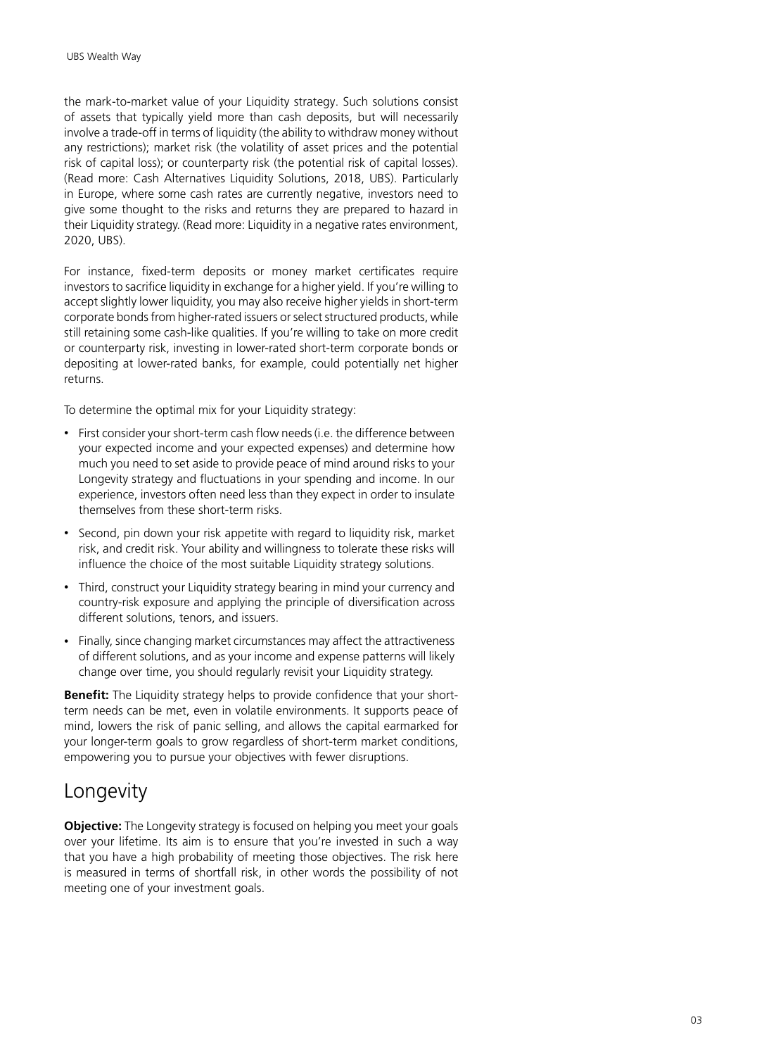the mark-to-market value of your Liquidity strategy. Such solutions consist of assets that typically yield more than cash deposits, but will necessarily involve a trade-off in terms of liquidity (the ability to withdraw money without any restrictions); market risk (the volatility of asset prices and the potential risk of capital loss); or counterparty risk (the potential risk of capital losses). (Read more: Cash Alternatives Liquidity Solutions, 2018, UBS). Particularly in Europe, where some cash rates are currently negative, investors need to give some thought to the risks and returns they are prepared to hazard in their Liquidity strategy. (Read more: Liquidity in a negative rates environment, 2020, UBS).

For instance, fixed-term deposits or money market certificates require investors to sacrifice liquidity in exchange for a higher yield. If you're willing to accept slightly lower liquidity, you may also receive higher yields in short-term corporate bonds from higher-rated issuers or select structured products, while still retaining some cash-like qualities. If you're willing to take on more credit or counterparty risk, investing in lower-rated short-term corporate bonds or depositing at lower-rated banks, for example, could potentially net higher returns.

To determine the optimal mix for your Liquidity strategy:

- First consider your short-term cash flow needs (i.e. the difference between your expected income and your expected expenses) and determine how much you need to set aside to provide peace of mind around risks to your Longevity strategy and fluctuations in your spending and income. In our experience, investors often need less than they expect in order to insulate themselves from these short-term risks.
- Second, pin down your risk appetite with regard to liquidity risk, market risk, and credit risk. Your ability and willingness to tolerate these risks will influence the choice of the most suitable Liquidity strategy solutions.
- Third, construct your Liquidity strategy bearing in mind your currency and country-risk exposure and applying the principle of diversification across different solutions, tenors, and issuers.
- Finally, since changing market circumstances may affect the attractiveness of different solutions, and as your income and expense patterns will likely change over time, you should regularly revisit your Liquidity strategy.

**Benefit:** The Liquidity strategy helps to provide confidence that your short-term needs can be met, even in volatile environments. It supports peace of mind, lowers the risk of panic selling, and allows the capital earmarked for your longer-term goals to grow regardless of short-term market conditions, empowering you to pursue your objectives with fewer disruptions.

## Longevity

**Objective:** The Longevity strategy is focused on helping you meet your goals over your lifetime. Its aim is to ensure that you're invested in such a way that you have a high probability of meeting those objectives. The risk here is measured in terms of shortfall risk, in other words the possibility of not meeting one of your investment goals.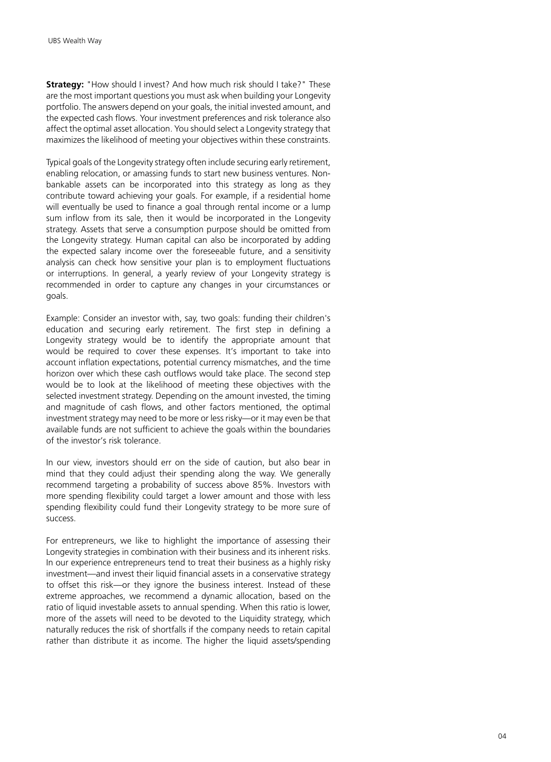**Strategy:** "How should I invest? And how much risk should I take?" These are the most important questions you must ask when building your Longevity portfolio. The answers depend on your goals, the initial invested amount, and the expected cash flows. Your investment preferences and risk tolerance also affect the optimal asset allocation. You should select a Longevity strategy that maximizes the likelihood of meeting your objectives within these constraints.

Typical goals of the Longevity strategy often include securing early retirement, enabling relocation, or amassing funds to start new business ventures. Non-bankable assets can be incorporated into this strategy as long as they contribute toward achieving your goals. For example, if a residential home will eventually be used to finance a goal through rental income or a lump sum inflow from its sale, then it would be incorporated in the Longevity strategy. Assets that serve a consumption purpose should be omitted from the Longevity strategy. Human capital can also be incorporated by adding the expected salary income over the foreseeable future, and a sensitivity analysis can check how sensitive your plan is to employment fluctuations or interruptions. In general, a yearly review of your Longevity strategy is recommended in order to capture any changes in your circumstances or goals.

Example: Consider an investor with, say, two goals: funding their children's education and securing early retirement. The first step in defining a Longevity strategy would be to identify the appropriate amount that would be required to cover these expenses. It's important to take into account inflation expectations, potential currency mismatches, and the time horizon over which these cash outflows would take place. The second step would be to look at the likelihood of meeting these objectives with the selected investment strategy. Depending on the amount invested, the timing and magnitude of cash flows, and other factors mentioned, the optimal investment strategy may need to be more or less risky—or it may even be that available funds are not sufficient to achieve the goals within the boundaries of the investor's risk tolerance.

In our view, investors should err on the side of caution, but also bear in mind that they could adjust their spending along the way. We generally recommend targeting a probability of success above 85%. Investors with more spending flexibility could target a lower amount and those with less spending flexibility could fund their Longevity strategy to be more sure of success.

For entrepreneurs, we like to highlight the importance of assessing their Longevity strategies in combination with their business and its inherent risks. In our experience entrepreneurs tend to treat their business as a highly risky investment—and invest their liquid financial assets in a conservative strategy to offset this risk—or they ignore the business interest. Instead of these extreme approaches, we recommend a dynamic allocation, based on the ratio of liquid investable assets to annual spending. When this ratio is lower, more of the assets will need to be devoted to the Liquidity strategy, which naturally reduces the risk of shortfalls if the company needs to retain capital rather than distribute it as income. The higher the liquid assets/spending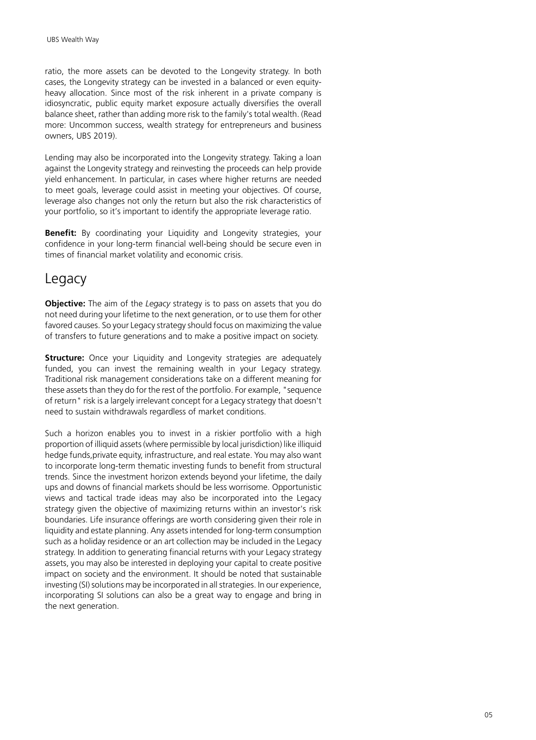ratio, the more assets can be devoted to the Longevity strategy. In both cases, the Longevity strategy can be invested in a balanced or even equity-heavy allocation. Since most of the risk inherent in a private company is idiosyncratic, public equity market exposure actually diversifies the overall balance sheet, rather than adding more risk to the family's total wealth. (Read more: Uncommon success, wealth strategy for entrepreneurs and business owners, UBS 2019).

Lending may also be incorporated into the Longevity strategy. Taking a loan against the Longevity strategy and reinvesting the proceeds can help provide yield enhancement. In particular, in cases where higher returns are needed to meet goals, leverage could assist in meeting your objectives. Of course, leverage also changes not only the return but also the risk characteristics of your portfolio, so it's important to identify the appropriate leverage ratio.

**Benefit:** By coordinating your Liquidity and Longevity strategies, your confidence in your long-term financial well-being should be secure even in times of financial market volatility and economic crisis.

## Legacy

**Objective:** The aim of the *Legacy* strategy is to pass on assets that you do not need during your lifetime to the next generation, or to use them for other favored causes. So your Legacy strategy should focus on maximizing the value of transfers to future generations and to make a positive impact on society.

**Structure:** Once your Liquidity and Longevity strategies are adequately funded, you can invest the remaining wealth in your Legacy strategy. Traditional risk management considerations take on a different meaning for these assets than they do for the rest of the portfolio. For example, "sequence of return" risk is a largely irrelevant concept for a Legacy strategy that doesn't need to sustain withdrawals regardless of market conditions.

Such a horizon enables you to invest in a riskier portfolio with a high proportion of illiquid assets (where permissible by local jurisdiction) like illiquid hedge funds,private equity, infrastructure, and real estate. You may also want to incorporate long-term thematic investing funds to benefit from structural trends. Since the investment horizon extends beyond your lifetime, the daily ups and downs of financial markets should be less worrisome. Opportunistic views and tactical trade ideas may also be incorporated into the Legacy strategy given the objective of maximizing returns within an investor's risk boundaries. Life insurance offerings are worth considering given their role in liquidity and estate planning. Any assets intended for long-term consumption such as a holiday residence or an art collection may be included in the Legacy strategy. In addition to generating financial returns with your Legacy strategy assets, you may also be interested in deploying your capital to create positive impact on society and the environment. It should be noted that sustainable investing (SI) solutions may be incorporated in all strategies. In our experience, incorporating SI solutions can also be a great way to engage and bring in the next generation.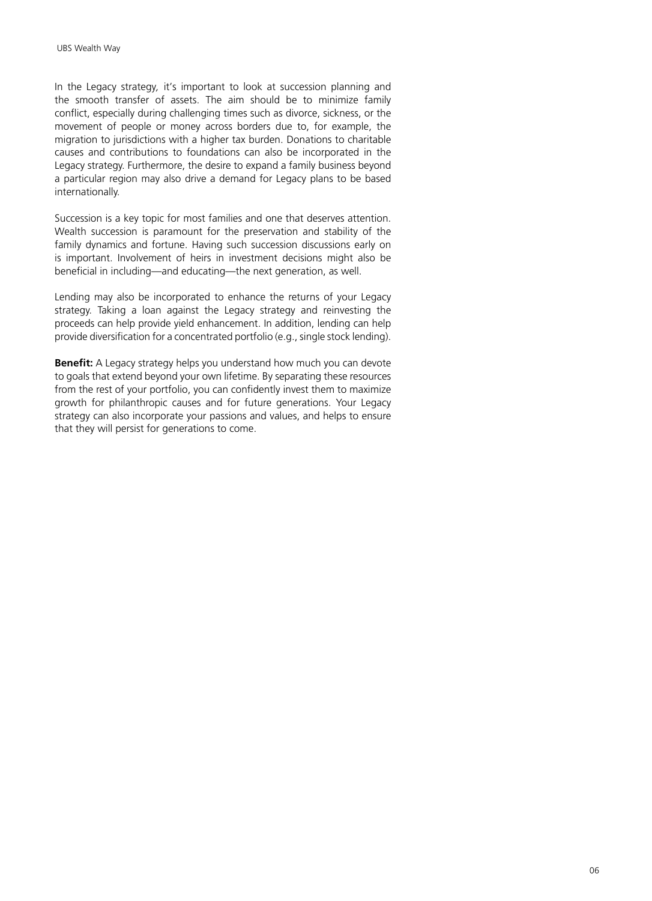In the Legacy strategy, it's important to look at succession planning and the smooth transfer of assets. The aim should be to minimize family conflict, especially during challenging times such as divorce, sickness, or the movement of people or money across borders due to, for example, the migration to jurisdictions with a higher tax burden. Donations to charitable causes and contributions to foundations can also be incorporated in the Legacy strategy. Furthermore, the desire to expand a family business beyond a particular region may also drive a demand for Legacy plans to be based internationally.

Succession is a key topic for most families and one that deserves attention. Wealth succession is paramount for the preservation and stability of the family dynamics and fortune. Having such succession discussions early on is important. Involvement of heirs in investment decisions might also be beneficial in including—and educating—the next generation, as well.

Lending may also be incorporated to enhance the returns of your Legacy strategy. Taking a loan against the Legacy strategy and reinvesting the proceeds can help provide yield enhancement. In addition, lending can help provide diversification for a concentrated portfolio (e.g., single stock lending).

**Benefit:** A Legacy strategy helps you understand how much you can devote to goals that extend beyond your own lifetime. By separating these resources from the rest of your portfolio, you can confidently invest them to maximize growth for philanthropic causes and for future generations. Your Legacy strategy can also incorporate your passions and values, and helps to ensure that they will persist for generations to come.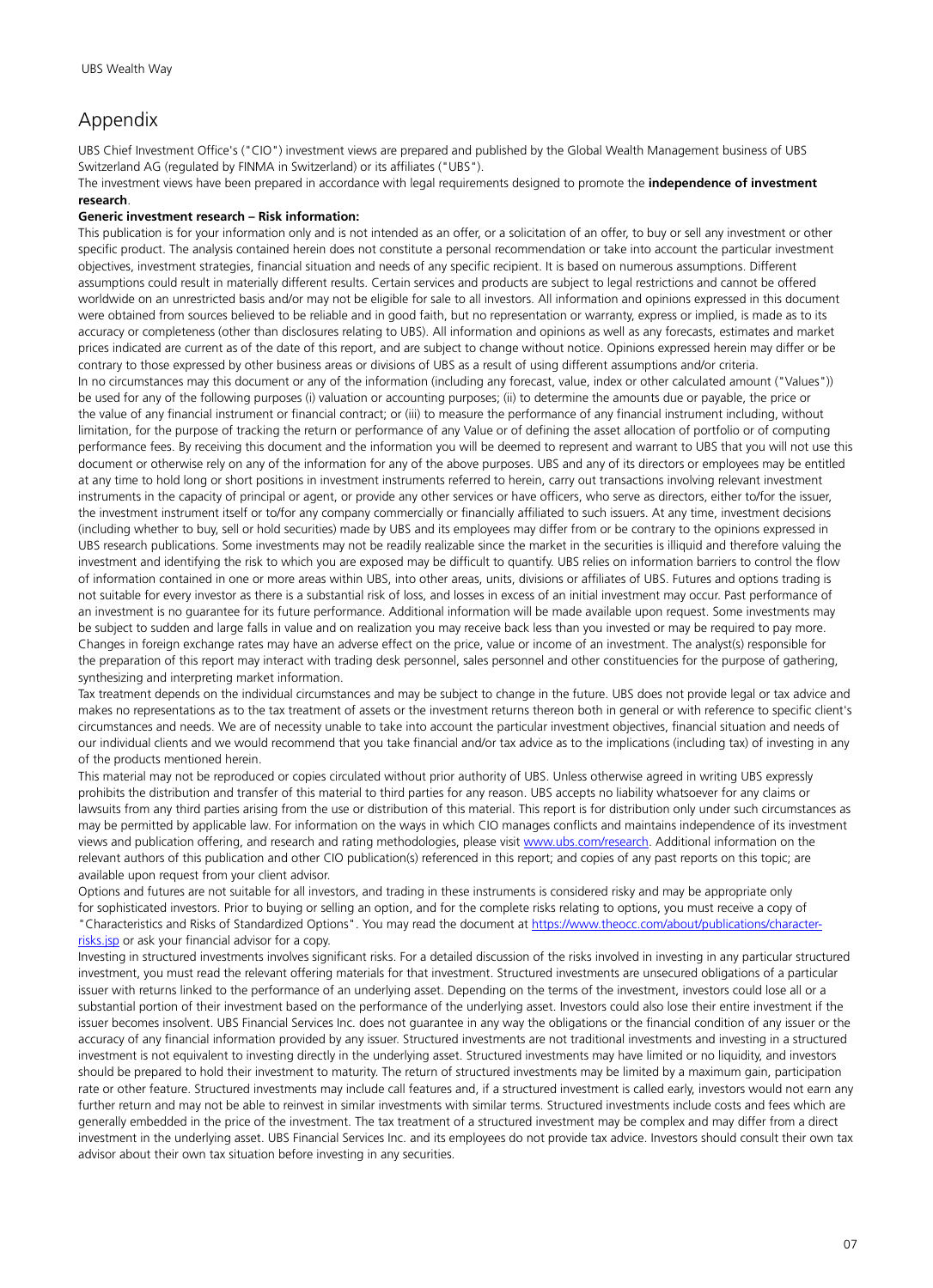# Appendix

UBS Chief Investment Office's ("CIO") investment views are prepared and published by the Global Wealth Management business of UBS Switzerland AG (regulated by FINMA in Switzerland) or its affiliates ("UBS").

The investment views have been prepared in accordance with legal requirements designed to promote the **independence of investment research**.

**Generic investment research – Risk information:**

This publication is for your information only and is not intended as an offer, or a solicitation of an offer, to buy or sell any investment or other specific product. The analysis contained herein does not constitute a personal recommendation or take into account the particular investment objectives, investment strategies, financial situation and needs of any specific recipient. It is based on numerous assumptions. Different assumptions could result in materially different results. Certain services and products are subject to legal restrictions and cannot be offered worldwide on an unrestricted basis and/or may not be eligible for sale to all investors. All information and opinions expressed in this document were obtained from sources believed to be reliable and in good faith, but no representation or warranty, express or implied, is made as to its accuracy or completeness (other than disclosures relating to UBS). All information and opinions as well as any forecasts, estimates and market prices indicated are current as of the date of this report, and are subject to change without notice. Opinions expressed herein may differ or be contrary to those expressed by other business areas or divisions of UBS as a result of using different assumptions and/or criteria.

In no circumstances may this document or any of the information (including any forecast, value, index or other calculated amount ("Values")) be used for any of the following purposes (i) valuation or accounting purposes; (ii) to determine the amounts due or payable, the price or the value of any financial instrument or financial contract; or (iii) to measure the performance of any financial instrument including, without limitation, for the purpose of tracking the return or performance of any Value or of defining the asset allocation of portfolio or of computing performance fees. By receiving this document and the information you will be deemed to represent and warrant to UBS that you will not use this document or otherwise rely on any of the information for any of the above purposes. UBS and any of its directors or employees may be entitled at any time to hold long or short positions in investment instruments referred to herein, carry out transactions involving relevant investment instruments in the capacity of principal or agent, or provide any other services or have officers, who serve as directors, either to/for the issuer, the investment instrument itself or to/for any company commercially or financially affiliated to such issuers. At any time, investment decisions (including whether to buy, sell or hold securities) made by UBS and its employees may differ from or be contrary to the opinions expressed in UBS research publications. Some investments may not be readily realizable since the market in the securities is illiquid and therefore valuing the investment and identifying the risk to which you are exposed may be difficult to quantify. UBS relies on information barriers to control the flow of information contained in one or more areas within UBS, into other areas, units, divisions or affiliates of UBS. Futures and options trading is not suitable for every investor as there is a substantial risk of loss, and losses in excess of an initial investment may occur. Past performance of an investment is no guarantee for its future performance. Additional information will be made available upon request. Some investments may be subject to sudden and large falls in value and on realization you may receive back less than you invested or may be required to pay more. Changes in foreign exchange rates may have an adverse effect on the price, value or income of an investment. The analyst(s) responsible for the preparation of this report may interact with trading desk personnel, sales personnel and other constituencies for the purpose of gathering, synthesizing and interpreting market information.

Tax treatment depends on the individual circumstances and may be subject to change in the future. UBS does not provide legal or tax advice and makes no representations as to the tax treatment of assets or the investment returns thereon both in general or with reference to specific client's circumstances and needs. We are of necessity unable to take into account the particular investment objectives, financial situation and needs of our individual clients and we would recommend that you take financial and/or tax advice as to the implications (including tax) of investing in any of the products mentioned herein.

This material may not be reproduced or copies circulated without prior authority of UBS. Unless otherwise agreed in writing UBS expressly prohibits the distribution and transfer of this material to third parties for any reason. UBS accepts no liability whatsoever for any claims or lawsuits from any third parties arising from the use or distribution of this material. This report is for distribution only under such circumstances as may be permitted by applicable law. For information on the ways in which CIO manages conflicts and maintains independence of its investment views and publication offering, and research and rating methodologies, please visit [www.ubs.com/research](www.ubs.com/research). Additional information on the relevant authors of this publication and other CIO publication(s) referenced in this report; and copies of any past reports on this topic; are available upon request from your client advisor.

Options and futures are not suitable for all investors, and trading in these instruments is considered risky and may be appropriate only for sophisticated investors. Prior to buying or selling an option, and for the complete risks relating to options, you must receive a copy of "Characteristics and Risks of Standardized Options". You may read the document at [https://www.theocc.com/about/publications/character-risks.jsp](https://www.theocc.com/about/publications/character-risks.jsp) or ask your financial advisor for a copy.

Investing in structured investments involves significant risks. For a detailed discussion of the risks involved in investing in any particular structured investment, you must read the relevant offering materials for that investment. Structured investments are unsecured obligations of a particular issuer with returns linked to the performance of an underlying asset. Depending on the terms of the investment, investors could lose all or a substantial portion of their investment based on the performance of the underlying asset. Investors could also lose their entire investment if the issuer becomes insolvent. UBS Financial Services Inc. does not guarantee in any way the obligations or the financial condition of any issuer or the accuracy of any financial information provided by any issuer. Structured investments are not traditional investments and investing in a structured investment is not equivalent to investing directly in the underlying asset. Structured investments may have limited or no liquidity, and investors should be prepared to hold their investment to maturity. The return of structured investments may be limited by a maximum gain, participation rate or other feature. Structured investments may include call features and, if a structured investment is called early, investors would not earn any further return and may not be able to reinvest in similar investments with similar terms. Structured investments include costs and fees which are generally embedded in the price of the investment. The tax treatment of a structured investment may be complex and may differ from a direct investment in the underlying asset. UBS Financial Services Inc. and its employees do not provide tax advice. Investors should consult their own tax advisor about their own tax situation before investing in any securities.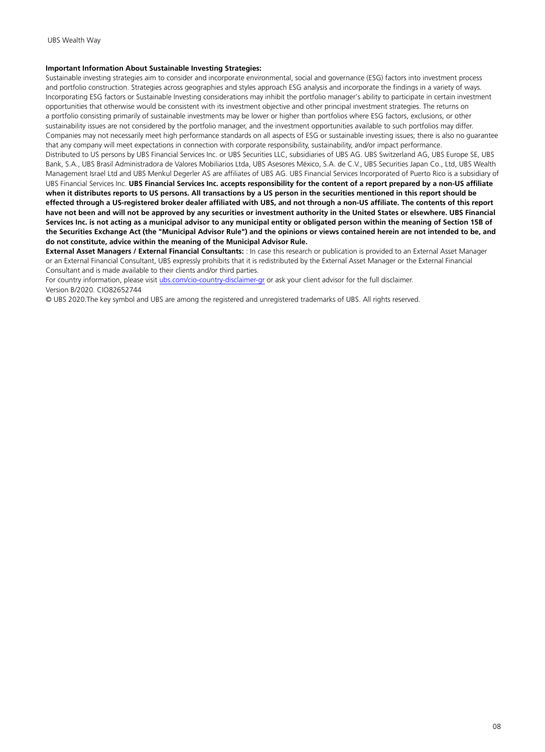**Important Information About Sustainable Investing Strategies:**

Sustainable investing strategies aim to consider and incorporate environmental, social and governance (ESG) factors into investment process and portfolio construction. Strategies across geographies and styles approach ESG analysis and incorporate the findings in a variety of ways. Incorporating ESG factors or Sustainable Investing considerations may inhibit the portfolio manager's ability to participate in certain investment opportunities that otherwise would be consistent with its investment objective and other principal investment strategies. The returns on a portfolio consisting primarily of sustainable investments may be lower or higher than portfolios where ESG factors, exclusions, or other sustainability issues are not considered by the portfolio manager, and the investment opportunities available to such portfolios may differ. Companies may not necessarily meet high performance standards on all aspects of ESG or sustainable investing issues; there is also no guarantee that any company will meet expectations in connection with corporate responsibility, sustainability, and/or impact performance.

Distributed to US persons by UBS Financial Services Inc. or UBS Securities LLC, subsidiaries of UBS AG. UBS Switzerland AG, UBS Europe SE, UBS Bank, S.A., UBS Brasil Administradora de Valores Mobiliarios Ltda, UBS Asesores México, S.A. de C.V., UBS Securities Japan Co., Ltd, UBS Wealth Management Israel Ltd and UBS Menkul Degerler AS are affiliates of UBS AG. UBS Financial Services Incorporated of Puerto Rico is a subsidiary of UBS Financial Services Inc. **UBS Financial Services Inc. accepts responsibility for the content of a report prepared by a non-US affiliate when it distributes reports to US persons. All transactions by a US person in the securities mentioned in this report should be effected through a US-registered broker dealer affiliated with UBS, and not through a non-US affiliate. The contents of this report have not been and will not be approved by any securities or investment authority in the United States or elsewhere. UBS Financial Services Inc. is not acting as a municipal advisor to any municipal entity or obligated person within the meaning of Section 15B of the Securities Exchange Act (the "Municipal Advisor Rule") and the opinions or views contained herein are not intended to be, and do not constitute, advice within the meaning of the Municipal Advisor Rule.**

**External Asset Managers / External Financial Consultants:** : In case this research or publication is provided to an External Asset Manager or an External Financial Consultant, UBS expressly prohibits that it is redistributed by the External Asset Manager or the External Financial Consultant and is made available to their clients and/or third parties.

For country information, please visit ubs.com/cio-country-disclaimer-gr or ask your client advisor for the full disclaimer.

Version B/2020. CIO82652744

© UBS 2020.The key symbol and UBS are among the registered and unregistered trademarks of UBS. All rights reserved.